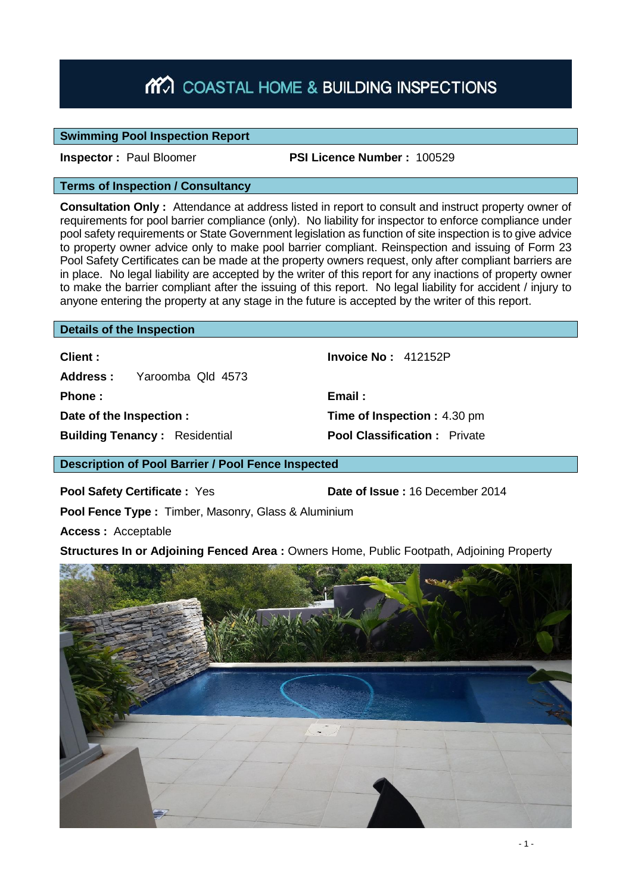# COASTAL HOME & BUILDING INSPECTIONS

## Swimming Pool Inspection Report

**Inspector :** Paul Bloomer **PSI Licence Number :** 100529

## Terms of Inspection / Consultancy

**Consultation Only :** Attendance at address listed in report to consult and instruct property owner of requirements for pool barrier compliance (only). No liability for inspector to enforce compliance under pool safety requirements or State Government legislation as function of site inspection is to give advice to property owner advice only to make pool barrier compliant. Reinspection and issuing of Form 23 Pool Safety Certificates can be made at the property owners request, only after compliant barriers are in place. No legal liability are accepted by the writer of this report for any inactions of property owner to make the barrier compliant after the issuing of this report. No legal liability for accident / injury to anyone entering the property at any stage in the future is accepted by the writer of this report.

## Details of the Inspection

**Client :**

**Invoice No :** 412152P

**Address :** Yaroomba Qld 4573

**Phone :**

**Email :**

**Date of the Inspection :**

**Time of Inspection :** 4.30 pm

**Building Tenancy :** Residential

**Pool Classification :** Private

## Description of Pool Barrier / Pool Fence Inspected

**Pool Safety Certificate :** Yes

**Date of Issue :** 16 December 2014

**Pool Fence Type :** Timber, Masonry, Glass & Aluminium

**Access :** Acceptable

**Structures In or Adjoining Fenced Area :** Owners Home, Public Footpath, Adjoining Property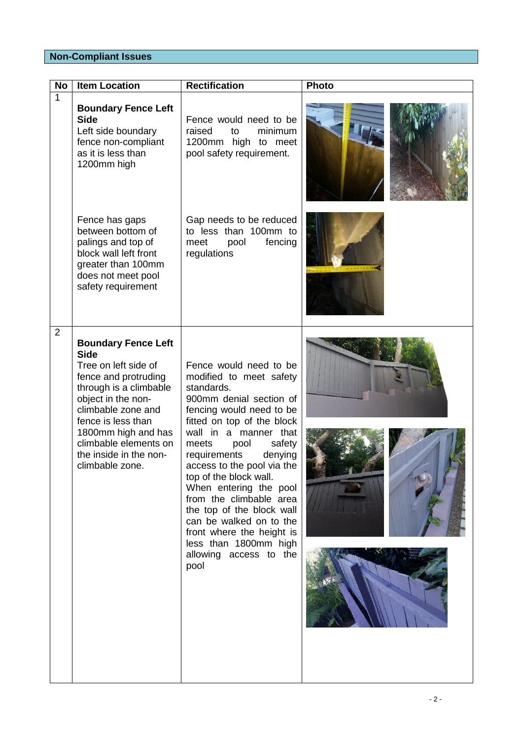## Non-Compliant Issues

| No | Item Location | Rectification | Photo |
|---|---|---|---|
| 1 | **Boundary Fence Left Side**<br>Left side boundary fence non-compliant as it is less than 1200mm high | Fence would need to be raised to minimum 1200mm high to meet pool safety requirement. | |
| | Fence has gaps between bottom of palings and top of block wall left front greater than 100mm does not meet pool safety requirement | Gap needs to be reduced to less than 100mm to meet pool fencing regulations | |
| 2 | **Boundary Fence Left Side**<br>Tree on left side of fence and protruding through is a climbable object in the non-climbable zone and fence is less than 1800mm high and has climbable elements on the inside in the non-climbable zone. | Fence would need to be modified to meet safety standards.<br>900mm denial section of fencing would need to be fitted on top of the block wall in a manner that meets pool safety requirements denying access to the pool via the top of the block wall.<br>When entering the pool from the climbable area the top of the block wall can be walked on to the front where the height is less than 1800mm high allowing access to the pool | |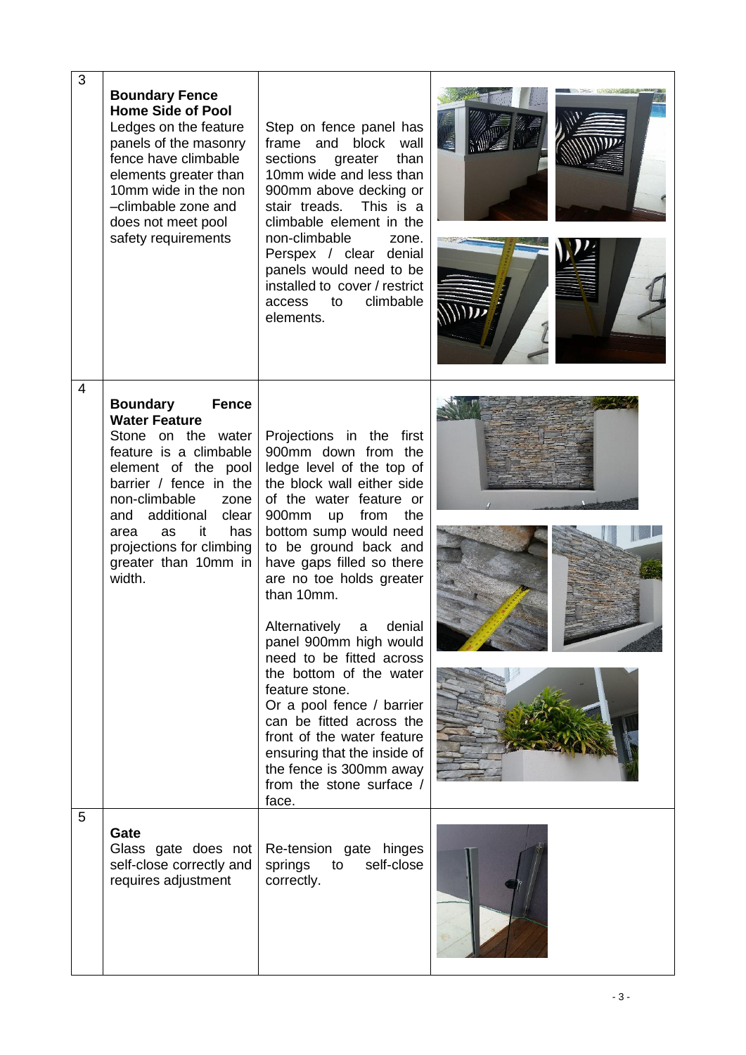| | | | |
|---|---|---|---|
| 3 | **Boundary Fence Home Side of Pool** Ledges on the feature panels of the masonry fence have climbable elements greater than 10mm wide in the non –climbable zone and does not meet pool safety requirements | Step on fence panel has frame and block wall sections greater than 10mm wide and less than 900mm above decking or stair treads. This is a climbable element in the non-climbable zone. Perspex / clear denial panels would need to be installed to cover / restrict access to climbable elements. | |
| 4 | **Boundary Fence Water Feature** Stone on the water feature is a climbable element of the pool barrier / fence in the non-climbable zone and additional clear area as it has projections for climbing greater than 10mm in width. | Projections in the first 900mm down from the ledge level of the top of the block wall either side of the water feature or 900mm up from the bottom sump would need to be ground back and have gaps filled so there are no toe holds greater than 10mm.<br><br>Alternatively a denial panel 900mm high would need to be fitted across the bottom of the water feature stone.<br>Or a pool fence / barrier can be fitted across the front of the water feature ensuring that the inside of the fence is 300mm away from the stone surface / face. | |
| 5 | **Gate** Glass gate does not self-close correctly and requires adjustment | Re-tension gate hinges springs to self-close correctly. | |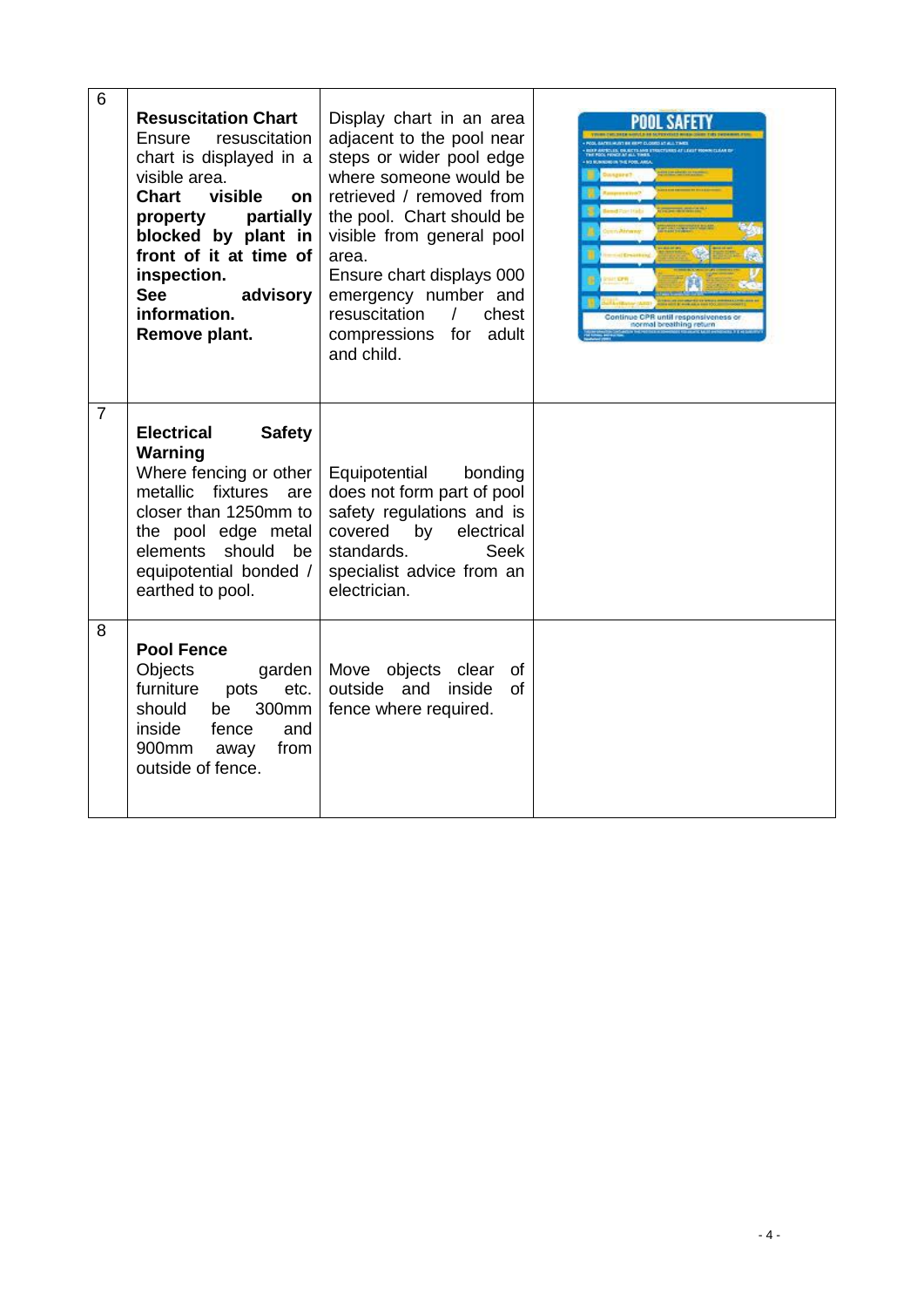| | | | |
|---|---|---|---|
| 6 | **Resuscitation Chart**<br>Ensure resuscitation chart is displayed in a visible area.<br>**Chart visible on property partially blocked by plant in front of it at time of inspection.**<br>**See advisory information.**<br>**Remove plant.** | Display chart in an area adjacent to the pool near steps or wider pool edge where someone would be retrieved / removed from the pool. Chart should be visible from general pool area.<br>Ensure resuscitation chart displays 000 emergency number and resuscitation / chest compressions for adult and child. | |
| 7 | **Electrical Safety Warning**<br>Where fencing or other metallic fixtures are closer than 1250mm to the pool edge metal elements should be equipotential bonded / earthed to pool. | Equipotential bonding does not form part of pool safety regulations and is covered by electrical standards. Seek specialist advice from an electrician. | |
| 8 | **Pool Fence**<br>Objects garden furniture pots etc. should be 300mm inside fence and 900mm away from outside of fence. | Move objects clear of outside and inside of fence where required. | |